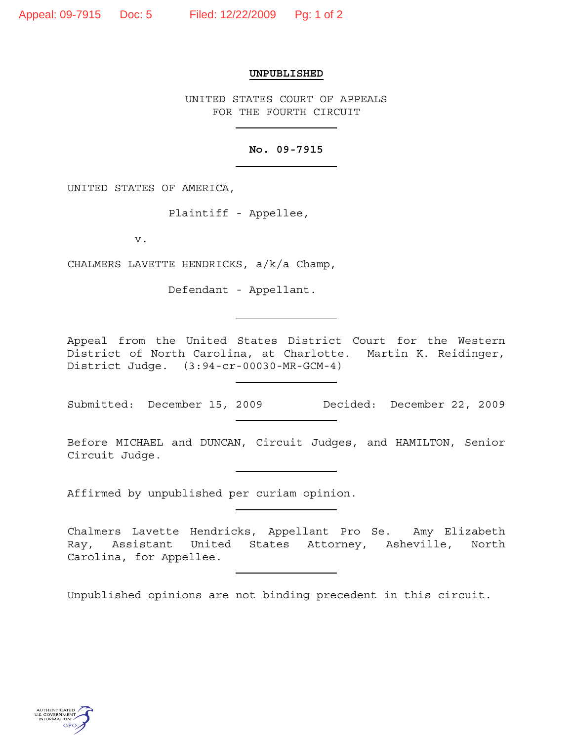**UNPUBLISHED**

UNITED STATES COURT OF APPEALS
FOR THE FOURTH CIRCUIT

---

**No. 09-7915**

---

UNITED STATES OF AMERICA,

Plaintiff - Appellee,

v.

CHALMERS LAVETTE HENDRICKS, a/k/a Champ,

Defendant - Appellant.

---

Appeal from the United States District Court for the Western District of North Carolina, at Charlotte. Martin K. Reidinger, District Judge. (3:94-cr-00030-MR-GCM-4)

---

Submitted: December 15, 2009 Decided: December 22, 2009

---

Before MICHAEL and DUNCAN, Circuit Judges, and HAMILTON, Senior Circuit Judge.

---

Affirmed by unpublished per curiam opinion.

---

Chalmers Lavette Hendricks, Appellant Pro Se. Amy Elizabeth Ray, Assistant United States Attorney, Asheville, North Carolina, for Appellee.

---

Unpublished opinions are not binding precedent in this circuit.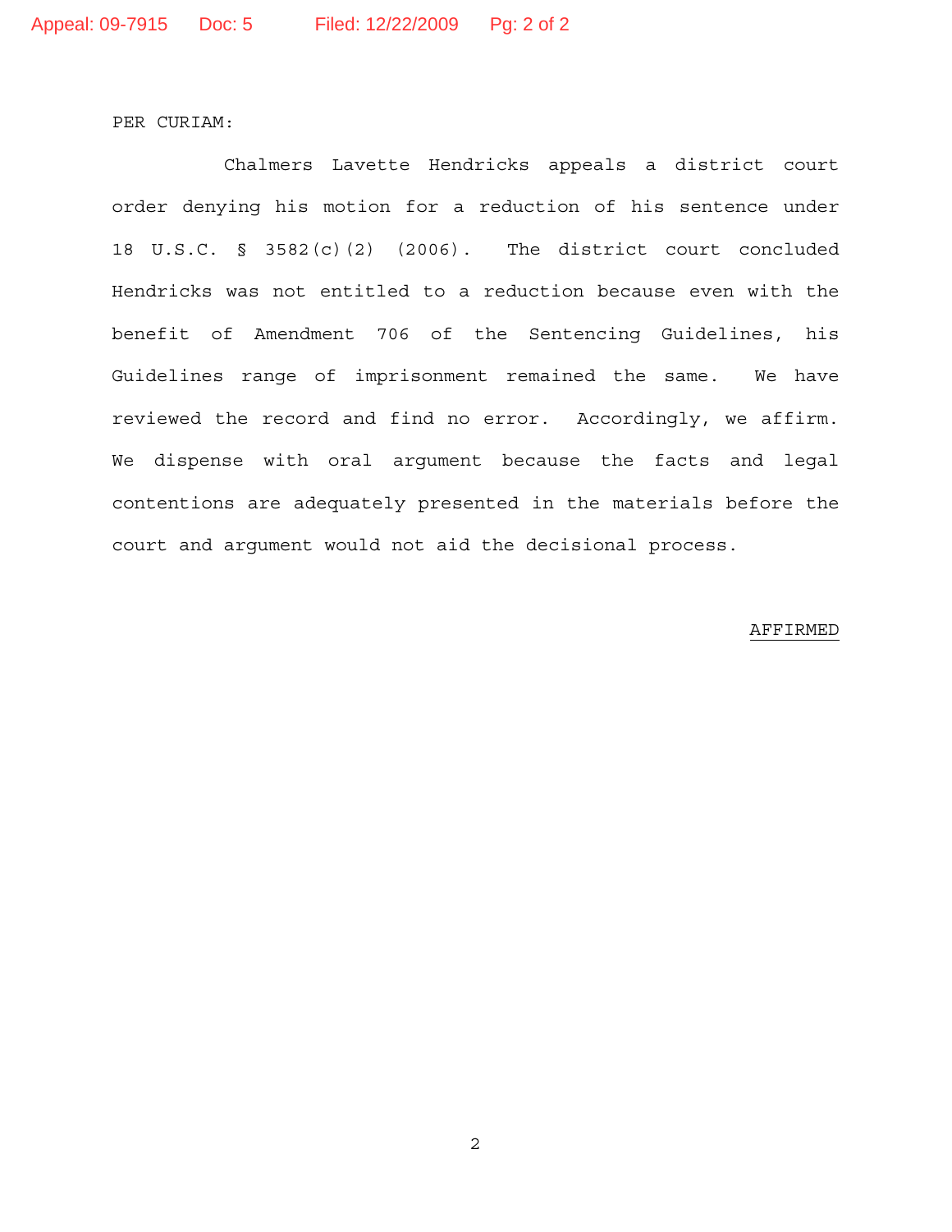PER CURIAM:

Chalmers Lavette Hendricks appeals a district court order denying his motion for a reduction of his sentence under 18 U.S.C. § 3582(c)(2) (2006). The district court concluded Hendricks was not entitled to a reduction because even with the benefit of Amendment 706 of the Sentencing Guidelines, his Guidelines range of imprisonment remained the same. We have reviewed the record and find no error. Accordingly, we affirm. We dispense with oral argument because the facts and legal contentions are adequately presented in the materials before the court and argument would not aid the decisional process.

AFFIRMED